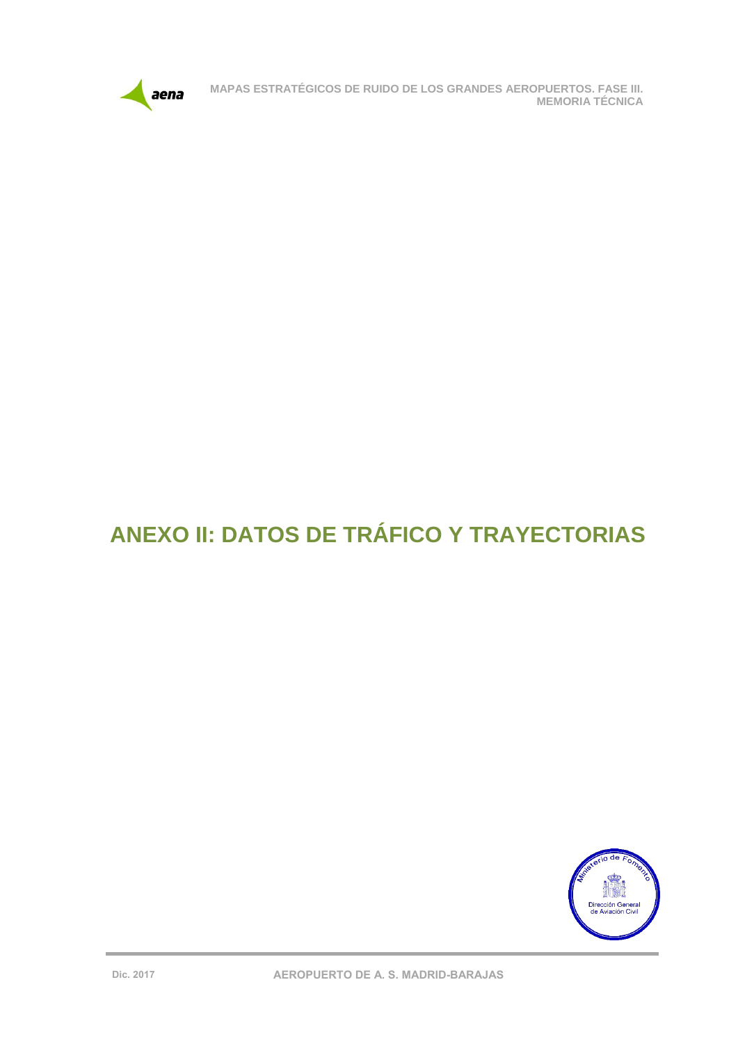# ANEXO II: DATOS DE TRÁFICO Y TRAYECTORIAS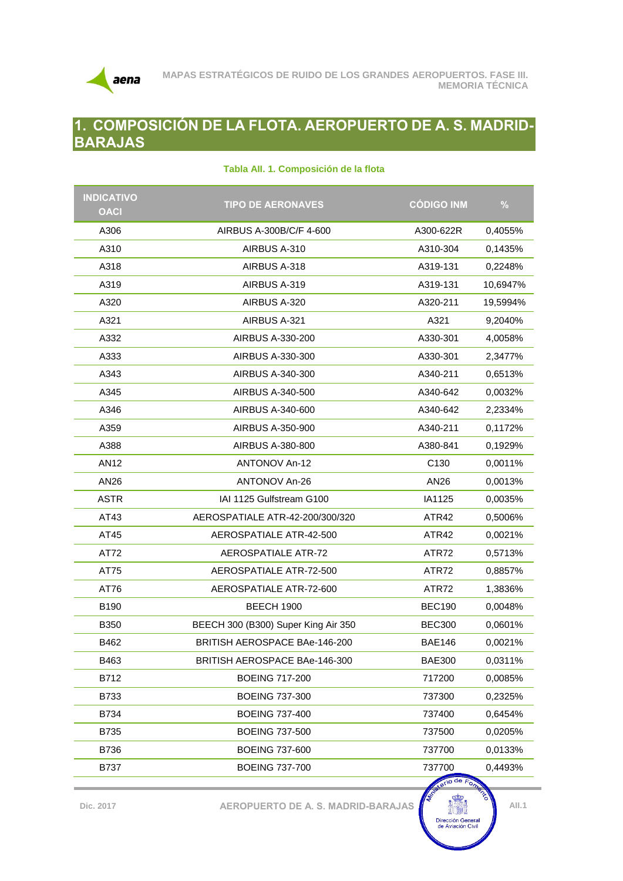# 1. COMPOSICIÓN DE LA FLOTA. AEROPUERTO DE A. S. MADRID-BARAJAS

**Tabla AII. 1. Composición de la flota**

| INDICATIVO OACI | TIPO DE AERONAVES | CÓDIGO INM | % |
|---|---|---|---|
| A306 | AIRBUS A-300B/C/F 4-600 | A300-622R | 0,4055% |
| A310 | AIRBUS A-310 | A310-304 | 0,1435% |
| A318 | AIRBUS A-318 | A319-131 | 0,2248% |
| A319 | AIRBUS A-319 | A319-131 | 10,6947% |
| A320 | AIRBUS A-320 | A320-211 | 19,5994% |
| A321 | AIRBUS A-321 | A321 | 9,2040% |
| A332 | AIRBUS A-330-200 | A330-301 | 4,0058% |
| A333 | AIRBUS A-330-300 | A330-301 | 2,3477% |
| A343 | AIRBUS A-340-300 | A340-211 | 0,6513% |
| A345 | AIRBUS A-340-500 | A340-642 | 0,0032% |
| A346 | AIRBUS A-340-600 | A340-642 | 2,2334% |
| A359 | AIRBUS A-350-900 | A340-211 | 0,1172% |
| A388 | AIRBUS A-380-800 | A380-841 | 0,1929% |
| AN12 | ANTONOV An-12 | C130 | 0,0011% |
| AN26 | ANTONOV An-26 | AN26 | 0,0013% |
| ASTR | IAI 1125 Gulfstream G100 | IA1125 | 0,0035% |
| AT43 | AEROSPATIALE ATR-42-200/300/320 | ATR42 | 0,5006% |
| AT45 | AEROSPATIALE ATR-42-500 | ATR42 | 0,0021% |
| AT72 | AEROSPATIALE ATR-72 | ATR72 | 0,5713% |
| AT75 | AEROSPATIALE ATR-72-500 | ATR72 | 0,8857% |
| AT76 | AEROSPATIALE ATR-72-600 | ATR72 | 1,3836% |
| B190 | BEECH 1900 | BEC190 | 0,0048% |
| B350 | BEECH 300 (B300) Super King Air 350 | BEC300 | 0,0601% |
| B462 | BRITISH AEROSPACE BAe-146-200 | BAE146 | 0,0021% |
| B463 | BRITISH AEROSPACE BAe-146-300 | BAE300 | 0,0311% |
| B712 | BOEING 717-200 | 717200 | 0,0085% |
| B733 | BOEING 737-300 | 737300 | 0,2325% |
| B734 | BOEING 737-400 | 737400 | 0,6454% |
| B735 | BOEING 737-500 | 737500 | 0,0205% |
| B736 | BOEING 737-600 | 737700 | 0,0133% |
| B737 | BOEING 737-700 | 737700 | 0,4493% |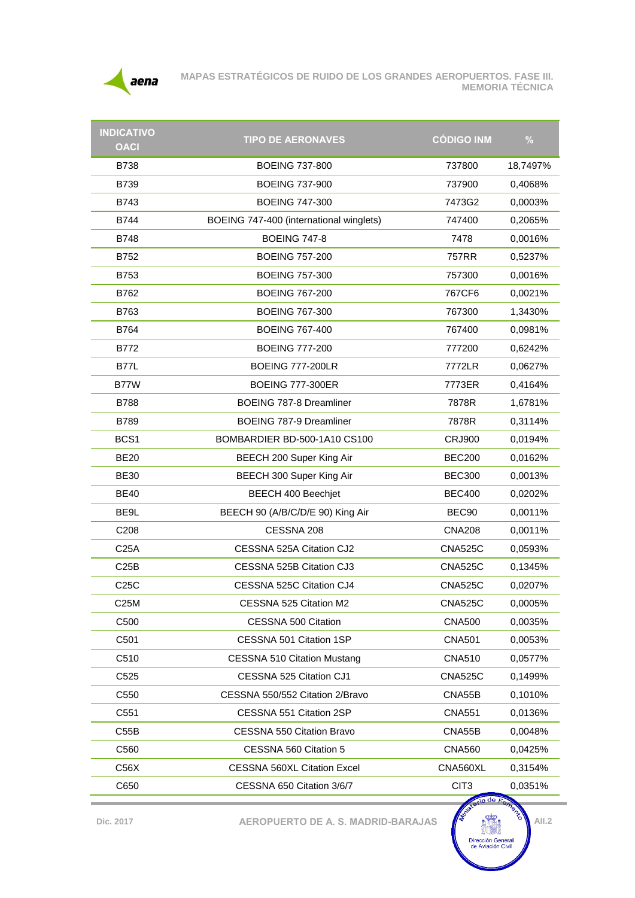| INDICATIVO OACI | TIPO DE AERONAVES | CÓDIGO INM | % |
|---|---|---|---|
| B738 | BOEING 737-800 | 737800 | 18,7497% |
| B739 | BOEING 737-900 | 737900 | 0,4068% |
| B743 | BOEING 747-300 | 7473G2 | 0,0003% |
| B744 | BOEING 747-400 (international winglets) | 747400 | 0,2065% |
| B748 | BOEING 747-8 | 7478 | 0,0016% |
| B752 | BOEING 757-200 | 757RR | 0,5237% |
| B753 | BOEING 757-300 | 757300 | 0,0016% |
| B762 | BOEING 767-200 | 767CF6 | 0,0021% |
| B763 | BOEING 767-300 | 767300 | 1,3430% |
| B764 | BOEING 767-400 | 767400 | 0,0981% |
| B772 | BOEING 777-200 | 777200 | 0,6242% |
| B77L | BOEING 777-200LR | 7772LR | 0,0627% |
| B77W | BOEING 777-300ER | 7773ER | 0,4164% |
| B788 | BOEING 787-8 Dreamliner | 7878R | 1,6781% |
| B789 | BOEING 787-9 Dreamliner | 7878R | 0,3114% |
| BCS1 | BOMBARDIER BD-500-1A10 CS100 | CRJ900 | 0,0194% |
| BE20 | BEECH 200 Super King Air | BEC200 | 0,0162% |
| BE30 | BEECH 300 Super King Air | BEC300 | 0,0013% |
| BE40 | BEECH 400 Beechjet | BEC400 | 0,0202% |
| BE9L | BEECH 90 (A/B/C/D/E 90) King Air | BEC90 | 0,0011% |
| C208 | CESSNA 208 | CNA208 | 0,0011% |
| C25A | CESSNA 525A Citation CJ2 | CNA525C | 0,0593% |
| C25B | CESSNA 525B Citation CJ3 | CNA525C | 0,1345% |
| C25C | CESSNA 525C Citation CJ4 | CNA525C | 0,0207% |
| C25M | CESSNA 525 Citation M2 | CNA525C | 0,0005% |
| C500 | CESSNA 500 Citation | CNA500 | 0,0035% |
| C501 | CESSNA 501 Citation 1SP | CNA501 | 0,0053% |
| C510 | CESSNA 510 Citation Mustang | CNA510 | 0,0577% |
| C525 | CESSNA 525 Citation CJ1 | CNA525C | 0,1499% |
| C550 | CESSNA 550/552 Citation 2/Bravo | CNA55B | 0,1010% |
| C551 | CESSNA 551 Citation 2SP | CNA551 | 0,0136% |
| C55B | CESSNA 550 Citation Bravo | CNA55B | 0,0048% |
| C560 | CESSNA 560 Citation 5 | CNA560 | 0,0425% |
| C56X | CESSNA 560XL Citation Excel | CNA560XL | 0,3154% |
| C650 | CESSNA 650 Citation 3/6/7 | CIT3 | 0,0351% |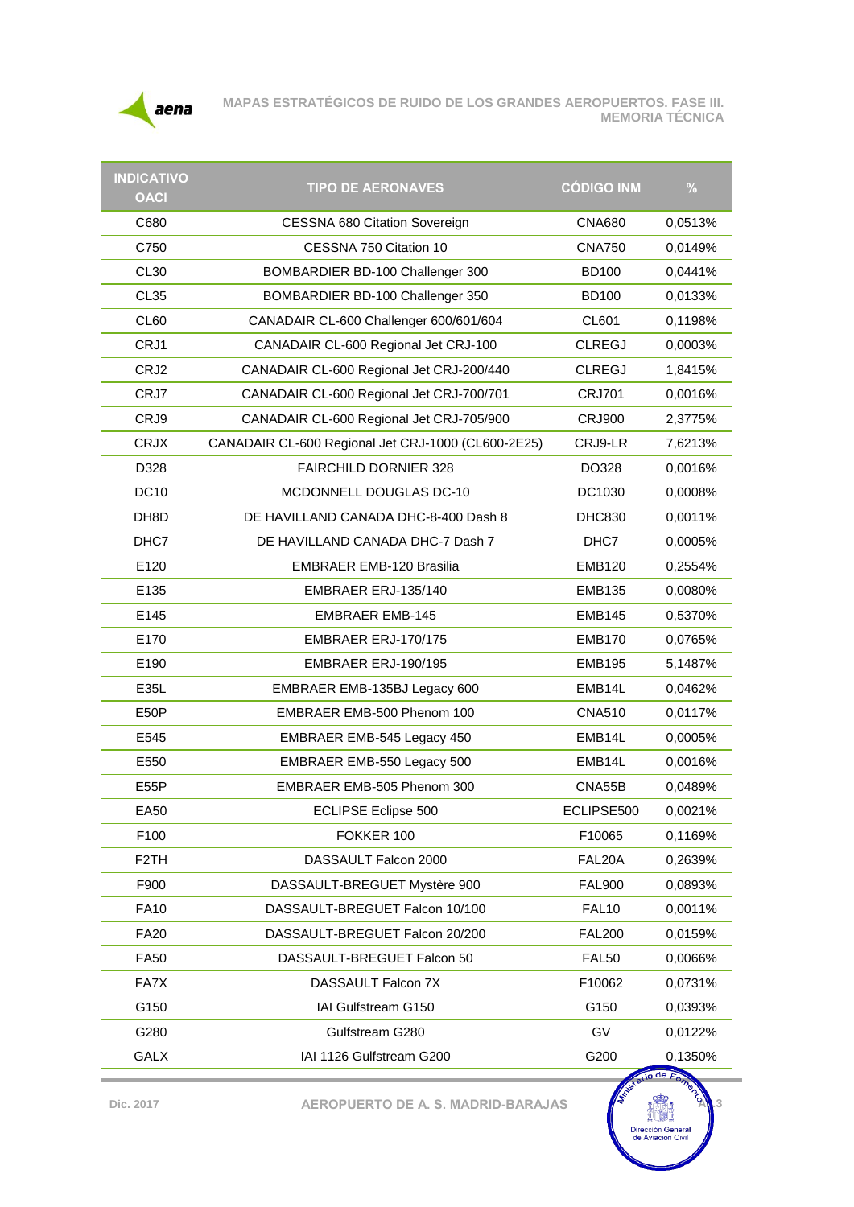| INDICATIVO OACI | TIPO DE AERONAVES | CÓDIGO INM | % |
|---|---|---|---|
| C680 | CESSNA 680 Citation Sovereign | CNA680 | 0,0513% |
| C750 | CESSNA 750 Citation 10 | CNA750 | 0,0149% |
| CL30 | BOMBARDIER BD-100 Challenger 300 | BD100 | 0,0441% |
| CL35 | BOMBARDIER BD-100 Challenger 350 | BD100 | 0,0133% |
| CL60 | CANADAIR CL-600 Challenger 600/601/604 | CL601 | 0,1198% |
| CRJ1 | CANADAIR CL-600 Regional Jet CRJ-100 | CLREGJ | 0,0003% |
| CRJ2 | CANADAIR CL-600 Regional Jet CRJ-200/440 | CLREGJ | 1,8415% |
| CRJ7 | CANADAIR CL-600 Regional Jet CRJ-700/701 | CRJ701 | 0,0016% |
| CRJ9 | CANADAIR CL-600 Regional Jet CRJ-705/900 | CRJ900 | 2,3775% |
| CRJX | CANADAIR CL-600 Regional Jet CRJ-1000 (CL600-2E25) | CRJ9-LR | 7,6213% |
| D328 | FAIRCHILD DORNIER 328 | DO328 | 0,0016% |
| DC10 | MCDONNELL DOUGLAS DC-10 | DC1030 | 0,0008% |
| DH8D | DE HAVILLAND CANADA DHC-8-400 Dash 8 | DHC830 | 0,0011% |
| DHC7 | DE HAVILLAND CANADA DHC-7 Dash 7 | DHC7 | 0,0005% |
| E120 | EMBRAER EMB-120 Brasilia | EMB120 | 0,2554% |
| E135 | EMBRAER ERJ-135/140 | EMB135 | 0,0080% |
| E145 | EMBRAER EMB-145 | EMB145 | 0,5370% |
| E170 | EMBRAER ERJ-170/175 | EMB170 | 0,0765% |
| E190 | EMBRAER ERJ-190/195 | EMB195 | 5,1487% |
| E35L | EMBRAER EMB-135BJ Legacy 600 | EMB14L | 0,0462% |
| E50P | EMBRAER EMB-500 Phenom 100 | CNA510 | 0,0117% |
| E545 | EMBRAER EMB-545 Legacy 450 | EMB14L | 0,0005% |
| E550 | EMBRAER EMB-550 Legacy 500 | EMB14L | 0,0016% |
| E55P | EMBRAER EMB-505 Phenom 300 | CNA55B | 0,0489% |
| EA50 | ECLIPSE Eclipse 500 | ECLIPSE500 | 0,0021% |
| F100 | FOKKER 100 | F10065 | 0,1169% |
| F2TH | DASSAULT Falcon 2000 | FAL20A | 0,2639% |
| F900 | DASSAULT-BREGUET Mystère 900 | FAL900 | 0,0893% |
| FA10 | DASSAULT-BREGUET Falcon 10/100 | FAL10 | 0,0011% |
| FA20 | DASSAULT-BREGUET Falcon 20/200 | FAL200 | 0,0159% |
| FA50 | DASSAULT-BREGUET Falcon 50 | FAL50 | 0,0066% |
| FA7X | DASSAULT Falcon 7X | F10062 | 0,0731% |
| G150 | IAI Gulfstream G150 | G150 | 0,0393% |
| G280 | Gulfstream G280 | GV | 0,0122% |
| GALX | IAI 1126 Gulfstream G200 | G200 | 0,1350% |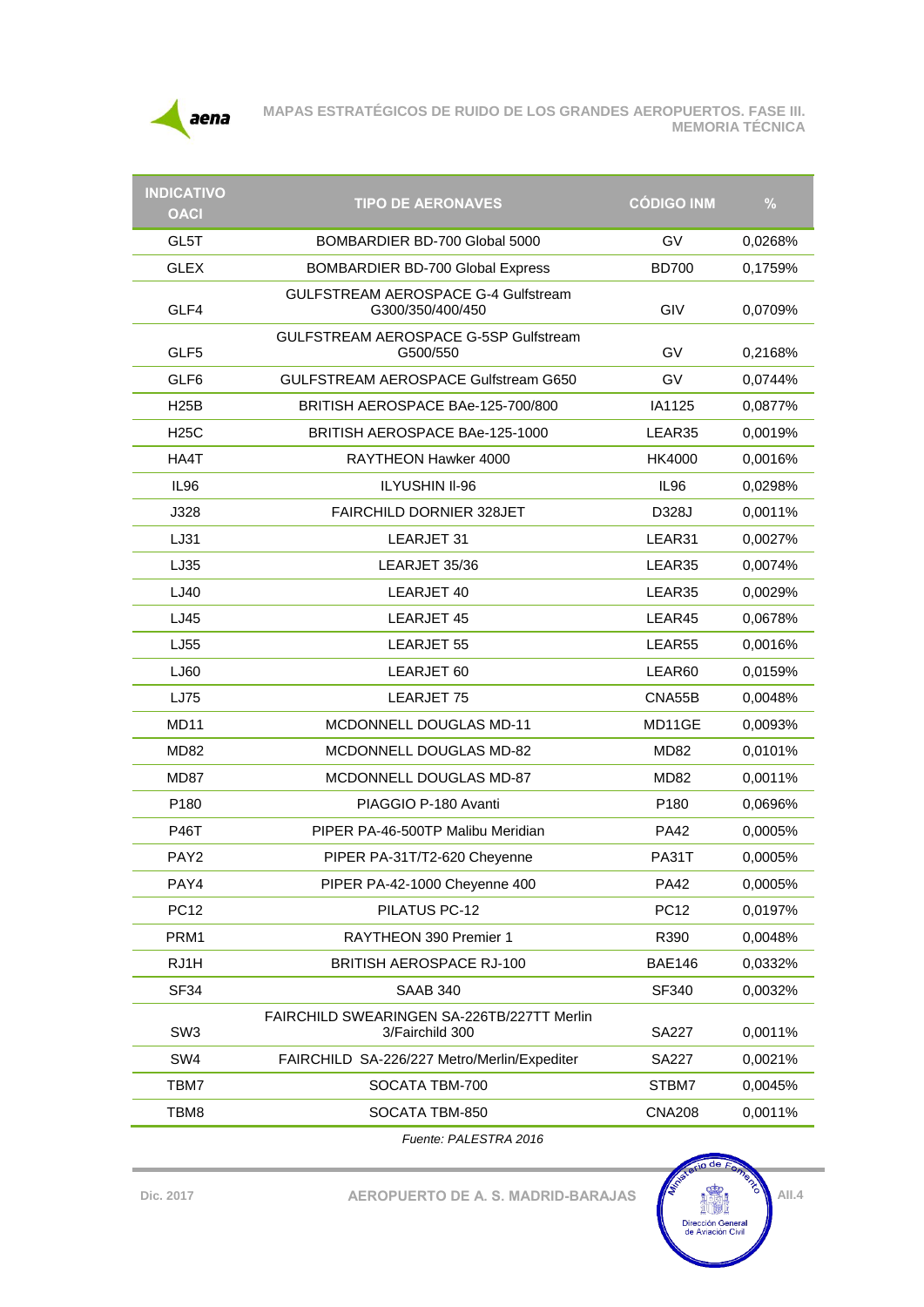| INDICATIVO OACI | TIPO DE AERONAVES | CÓDIGO INM | % |
|---|---|---|---|
| GL5T | BOMBARDIER BD-700 Global 5000 | GV | 0,0268% |
| GLEX | BOMBARDIER BD-700 Global Express | BD700 | 0,1759% |
| GLF4 | GULFSTREAM AEROSPACE G-4 Gulfstream G300/350/400/450 | GIV | 0,0709% |
| GLF5 | GULFSTREAM AEROSPACE G-5SP Gulfstream G500/550 | GV | 0,2168% |
| GLF6 | GULFSTREAM AEROSPACE Gulfstream G650 | GV | 0,0744% |
| H25B | BRITISH AEROSPACE BAe-125-700/800 | IA1125 | 0,0877% |
| H25C | BRITISH AEROSPACE BAe-125-1000 | LEAR35 | 0,0019% |
| HA4T | RAYTHEON Hawker 4000 | HK4000 | 0,0016% |
| IL96 | ILYUSHIN Il-96 | IL96 | 0,0298% |
| J328 | FAIRCHILD DORNIER 328JET | D328J | 0,0011% |
| LJ31 | LEARJET 31 | LEAR31 | 0,0027% |
| LJ35 | LEARJET 35/36 | LEAR35 | 0,0074% |
| LJ40 | LEARJET 40 | LEAR35 | 0,0029% |
| LJ45 | LEARJET 45 | LEAR45 | 0,0678% |
| LJ55 | LEARJET 55 | LEAR55 | 0,0016% |
| LJ60 | LEARJET 60 | LEAR60 | 0,0159% |
| LJ75 | LEARJET 75 | CNA55B | 0,0048% |
| MD11 | MCDONNELL DOUGLAS MD-11 | MD11GE | 0,0093% |
| MD82 | MCDONNELL DOUGLAS MD-82 | MD82 | 0,0101% |
| MD87 | MCDONNELL DOUGLAS MD-87 | MD82 | 0,0011% |
| P180 | PIAGGIO P-180 Avanti | P180 | 0,0696% |
| P46T | PIPER PA-46-500TP Malibu Meridian | PA42 | 0,0005% |
| PAY2 | PIPER PA-31T/T2-620 Cheyenne | PA31T | 0,0005% |
| PAY4 | PIPER PA-42-1000 Cheyenne 400 | PA42 | 0,0005% |
| PC12 | PILATUS PC-12 | PC12 | 0,0197% |
| PRM1 | RAYTHEON 390 Premier 1 | R390 | 0,0048% |
| RJ1H | BRITISH AEROSPACE RJ-100 | BAE146 | 0,0332% |
| SF34 | SAAB 340 | SF340 | 0,0032% |
| SW3 | FAIRCHILD SWEARINGEN SA-226TB/227TT Merlin 3/Fairchild 300 | SA227 | 0,0011% |
| SW4 | FAIRCHILD SA-226/227 Metro/Merlin/Expediter | SA227 | 0,0021% |
| TBM7 | SOCATA TBM-700 | STBM7 | 0,0045% |
| TBM8 | SOCATA TBM-850 | CNA208 | 0,0011% |

*Fuente: PALESTRA 2016*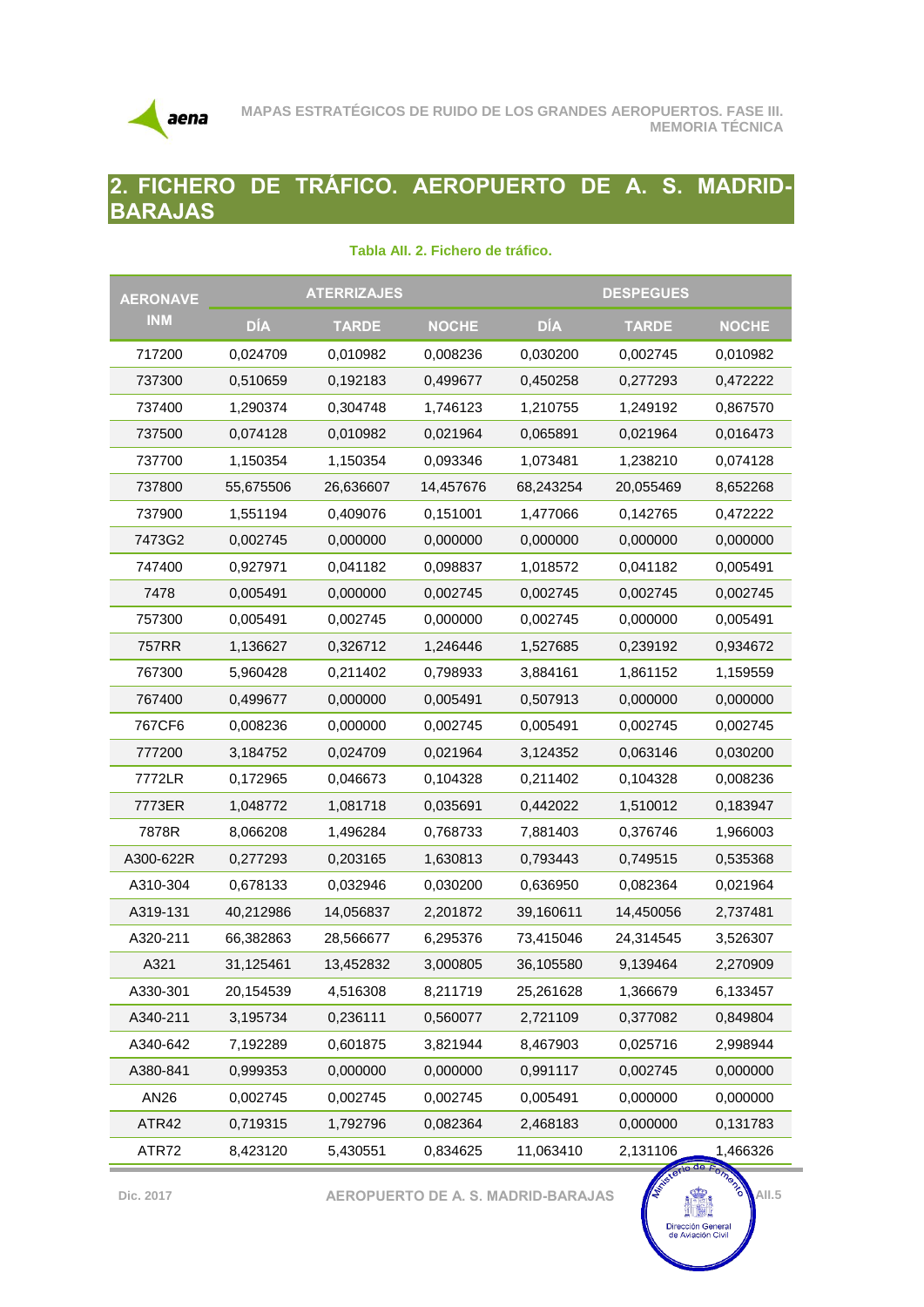## 2. FICHERO DE TRÁFICO. AEROPUERTO DE A. S. MADRID-BARAJAS

**Tabla AII. 2. Fichero de tráfico.**

| AERONAVE INM | ATERRIZAJES | | | DESPEGUES | | |
|---|---|---|---|---|---|---|
| | DÍA | TARDE | NOCHE | DÍA | TARDE | NOCHE |
| 717200 | 0,024709 | 0,010982 | 0,008236 | 0,030200 | 0,002745 | 0,010982 |
| 737300 | 0,510659 | 0,192183 | 0,499677 | 0,450258 | 0,277293 | 0,472222 |
| 737400 | 1,290374 | 0,304748 | 1,746123 | 1,210755 | 1,249192 | 0,867570 |
| 737500 | 0,074128 | 0,010982 | 0,021964 | 0,065891 | 0,021964 | 0,016473 |
| 737700 | 1,150354 | 1,150354 | 0,093346 | 1,073481 | 1,238210 | 0,074128 |
| 737800 | 55,675506 | 26,636607 | 14,457676 | 68,243254 | 20,055469 | 8,652268 |
| 737900 | 1,551194 | 0,409076 | 0,151001 | 1,477066 | 0,142765 | 0,472222 |
| 7473G2 | 0,002745 | 0,000000 | 0,000000 | 0,000000 | 0,000000 | 0,000000 |
| 747400 | 0,927971 | 0,041182 | 0,098837 | 1,018572 | 0,041182 | 0,005491 |
| 7478 | 0,005491 | 0,000000 | 0,002745 | 0,002745 | 0,002745 | 0,002745 |
| 757300 | 0,005491 | 0,002745 | 0,000000 | 0,002745 | 0,000000 | 0,005491 |
| 757RR | 1,136627 | 0,326712 | 1,246446 | 1,527685 | 0,239192 | 0,934672 |
| 767300 | 5,960428 | 0,211402 | 0,798933 | 3,884161 | 1,861152 | 1,159559 |
| 767400 | 0,499677 | 0,000000 | 0,005491 | 0,507913 | 0,000000 | 0,000000 |
| 767CF6 | 0,008236 | 0,000000 | 0,002745 | 0,005491 | 0,002745 | 0,002745 |
| 777200 | 3,184752 | 0,024709 | 0,021964 | 3,124352 | 0,063146 | 0,030200 |
| 7772LR | 0,172965 | 0,046673 | 0,104328 | 0,211402 | 0,104328 | 0,008236 |
| 7773ER | 1,048772 | 1,081718 | 0,035691 | 0,442022 | 1,510012 | 0,183947 |
| 7878R | 8,066208 | 1,496284 | 0,768733 | 7,881403 | 0,376746 | 1,966003 |
| A300-622R | 0,277293 | 0,203165 | 1,630813 | 0,793443 | 0,749515 | 0,535368 |
| A310-304 | 0,678133 | 0,032946 | 0,030200 | 0,636950 | 0,082364 | 0,021964 |
| A319-131 | 40,212986 | 14,056837 | 2,201872 | 39,160611 | 14,450056 | 2,737481 |
| A320-211 | 66,382863 | 28,566677 | 6,295376 | 73,415046 | 24,314545 | 3,526307 |
| A321 | 31,125461 | 13,452832 | 3,000805 | 36,105580 | 9,139464 | 2,270909 |
| A330-301 | 20,154539 | 4,516308 | 8,211719 | 25,261628 | 1,366679 | 6,133457 |
| A340-211 | 3,195734 | 0,236111 | 0,560077 | 2,721109 | 0,377082 | 0,849804 |
| A340-642 | 7,192289 | 0,601875 | 3,821944 | 8,467903 | 0,025716 | 2,998944 |
| A380-841 | 0,999353 | 0,000000 | 0,000000 | 0,991117 | 0,002745 | 0,000000 |
| AN26 | 0,002745 | 0,002745 | 0,002745 | 0,005491 | 0,000000 | 0,000000 |
| ATR42 | 0,719315 | 1,792796 | 0,082364 | 2,468183 | 0,000000 | 0,131783 |
| ATR72 | 8,423120 | 5,430551 | 0,834625 | 11,063410 | 2,131106 | 1,466326 |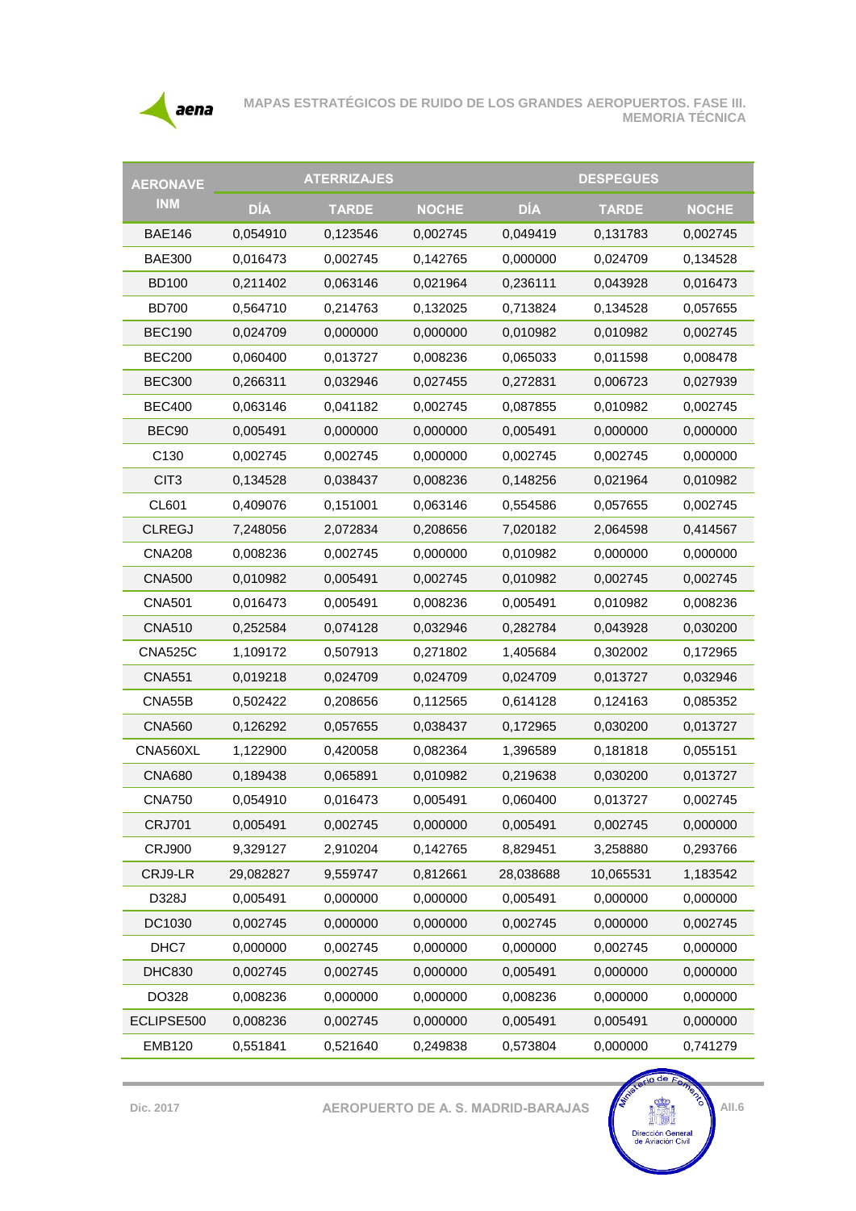| AERONAVE INM | ATERRIZAJES | | | DESPEGUES | | |
|---|---|---|---|---|---|---|
| | DÍA | TARDE | NOCHE | DÍA | TARDE | NOCHE |
| BAE146 | 0,054910 | 0,123546 | 0,002745 | 0,049419 | 0,131783 | 0,002745 |
| BAE300 | 0,016473 | 0,002745 | 0,142765 | 0,000000 | 0,024709 | 0,134528 |
| BD100 | 0,211402 | 0,063146 | 0,021964 | 0,236111 | 0,043928 | 0,016473 |
| BD700 | 0,564710 | 0,214763 | 0,132025 | 0,713824 | 0,134528 | 0,057655 |
| BEC190 | 0,024709 | 0,000000 | 0,000000 | 0,010982 | 0,010982 | 0,002745 |
| BEC200 | 0,060400 | 0,013727 | 0,008236 | 0,065033 | 0,011598 | 0,008478 |
| BEC300 | 0,266311 | 0,032946 | 0,027455 | 0,272831 | 0,006723 | 0,027939 |
| BEC400 | 0,063146 | 0,041182 | 0,002745 | 0,087855 | 0,010982 | 0,002745 |
| BEC90 | 0,005491 | 0,000000 | 0,000000 | 0,005491 | 0,000000 | 0,000000 |
| C130 | 0,002745 | 0,002745 | 0,000000 | 0,002745 | 0,002745 | 0,000000 |
| CIT3 | 0,134528 | 0,038437 | 0,008236 | 0,148256 | 0,021964 | 0,010982 |
| CL601 | 0,409076 | 0,151001 | 0,063146 | 0,554586 | 0,057655 | 0,002745 |
| CLREGJ | 7,248056 | 2,072834 | 0,208656 | 7,020182 | 2,064598 | 0,414567 |
| CNA208 | 0,008236 | 0,002745 | 0,000000 | 0,010982 | 0,000000 | 0,000000 |
| CNA500 | 0,010982 | 0,005491 | 0,002745 | 0,010982 | 0,002745 | 0,002745 |
| CNA501 | 0,016473 | 0,005491 | 0,008236 | 0,005491 | 0,010982 | 0,008236 |
| CNA510 | 0,252584 | 0,074128 | 0,032946 | 0,282784 | 0,043928 | 0,030200 |
| CNA525C | 1,109172 | 0,507913 | 0,271802 | 1,405684 | 0,302002 | 0,172965 |
| CNA551 | 0,019218 | 0,024709 | 0,024709 | 0,024709 | 0,013727 | 0,032946 |
| CNA55B | 0,502422 | 0,208656 | 0,112565 | 0,614128 | 0,124163 | 0,085352 |
| CNA560 | 0,126292 | 0,057655 | 0,038437 | 0,172965 | 0,030200 | 0,013727 |
| CNA560XL | 1,122900 | 0,420058 | 0,082364 | 1,396589 | 0,181818 | 0,055151 |
| CNA680 | 0,189438 | 0,065891 | 0,010982 | 0,219638 | 0,030200 | 0,013727 |
| CNA750 | 0,054910 | 0,016473 | 0,005491 | 0,060400 | 0,013727 | 0,002745 |
| CRJ701 | 0,005491 | 0,002745 | 0,000000 | 0,005491 | 0,002745 | 0,000000 |
| CRJ900 | 9,329127 | 2,910204 | 0,142765 | 8,829451 | 3,258880 | 0,293766 |
| CRJ9-LR | 29,082827 | 9,559747 | 0,812661 | 28,038688 | 10,065531 | 1,183542 |
| D328J | 0,005491 | 0,000000 | 0,000000 | 0,005491 | 0,000000 | 0,000000 |
| DC1030 | 0,002745 | 0,000000 | 0,000000 | 0,002745 | 0,000000 | 0,002745 |
| DHC7 | 0,000000 | 0,002745 | 0,000000 | 0,000000 | 0,002745 | 0,000000 |
| DHC830 | 0,002745 | 0,002745 | 0,000000 | 0,005491 | 0,000000 | 0,000000 |
| DO328 | 0,008236 | 0,000000 | 0,000000 | 0,008236 | 0,000000 | 0,000000 |
| ECLIPSE500 | 0,008236 | 0,002745 | 0,000000 | 0,005491 | 0,005491 | 0,000000 |
| EMB120 | 0,551841 | 0,521640 | 0,249838 | 0,573804 | 0,000000 | 0,741279 |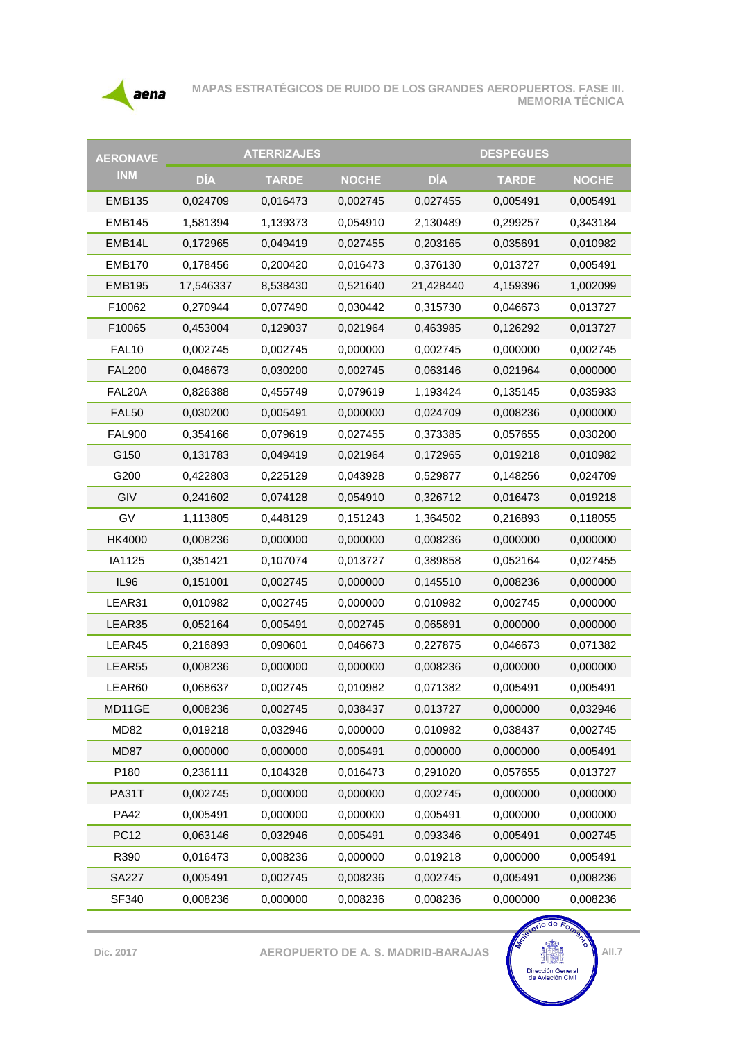| AERONAVE INM | ATERRIZAJES | | | DESPEGUES | | |
|---|---|---|---|---|---|---|
| | DÍA | TARDE | NOCHE | DÍA | TARDE | NOCHE |
| EMB135 | 0,024709 | 0,016473 | 0,002745 | 0,027455 | 0,005491 | 0,005491 |
| EMB145 | 1,581394 | 1,139373 | 0,054910 | 2,130489 | 0,299257 | 0,343184 |
| EMB14L | 0,172965 | 0,049419 | 0,027455 | 0,203165 | 0,035691 | 0,010982 |
| EMB170 | 0,178456 | 0,200420 | 0,016473 | 0,376130 | 0,013727 | 0,005491 |
| EMB195 | 17,546337 | 8,538430 | 0,521640 | 21,428440 | 4,159396 | 1,002099 |
| F10062 | 0,270944 | 0,077490 | 0,030442 | 0,315730 | 0,046673 | 0,013727 |
| F10065 | 0,453004 | 0,129037 | 0,021964 | 0,463985 | 0,126292 | 0,013727 |
| FAL10 | 0,002745 | 0,002745 | 0,000000 | 0,002745 | 0,000000 | 0,002745 |
| FAL200 | 0,046673 | 0,030200 | 0,002745 | 0,063146 | 0,021964 | 0,000000 |
| FAL20A | 0,826388 | 0,455749 | 0,079619 | 1,193424 | 0,135145 | 0,035933 |
| FAL50 | 0,030200 | 0,005491 | 0,000000 | 0,024709 | 0,008236 | 0,000000 |
| FAL900 | 0,354166 | 0,079619 | 0,027455 | 0,373385 | 0,057655 | 0,030200 |
| G150 | 0,131783 | 0,049419 | 0,021964 | 0,172965 | 0,019218 | 0,010982 |
| G200 | 0,422803 | 0,225129 | 0,043928 | 0,529877 | 0,148256 | 0,024709 |
| GIV | 0,241602 | 0,074128 | 0,054910 | 0,326712 | 0,016473 | 0,019218 |
| GV | 1,113805 | 0,448129 | 0,151243 | 1,364502 | 0,216893 | 0,118055 |
| HK4000 | 0,008236 | 0,000000 | 0,000000 | 0,008236 | 0,000000 | 0,000000 |
| IA1125 | 0,351421 | 0,107074 | 0,013727 | 0,389858 | 0,052164 | 0,027455 |
| IL96 | 0,151001 | 0,002745 | 0,000000 | 0,145510 | 0,008236 | 0,000000 |
| LEAR31 | 0,010982 | 0,002745 | 0,000000 | 0,010982 | 0,002745 | 0,000000 |
| LEAR35 | 0,052164 | 0,005491 | 0,002745 | 0,065891 | 0,000000 | 0,000000 |
| LEAR45 | 0,216893 | 0,090601 | 0,046673 | 0,227875 | 0,046673 | 0,071382 |
| LEAR55 | 0,008236 | 0,000000 | 0,000000 | 0,008236 | 0,000000 | 0,000000 |
| LEAR60 | 0,068637 | 0,002745 | 0,010982 | 0,071382 | 0,005491 | 0,005491 |
| MD11GE | 0,008236 | 0,002745 | 0,038437 | 0,013727 | 0,000000 | 0,032946 |
| MD82 | 0,019218 | 0,032946 | 0,000000 | 0,010982 | 0,038437 | 0,002745 |
| MD87 | 0,000000 | 0,000000 | 0,005491 | 0,000000 | 0,000000 | 0,005491 |
| P180 | 0,236111 | 0,104328 | 0,016473 | 0,291020 | 0,057655 | 0,013727 |
| PA31T | 0,002745 | 0,000000 | 0,000000 | 0,002745 | 0,000000 | 0,000000 |
| PA42 | 0,005491 | 0,000000 | 0,000000 | 0,005491 | 0,000000 | 0,000000 |
| PC12 | 0,063146 | 0,032946 | 0,005491 | 0,093346 | 0,005491 | 0,002745 |
| R390 | 0,016473 | 0,008236 | 0,000000 | 0,019218 | 0,000000 | 0,005491 |
| SA227 | 0,005491 | 0,002745 | 0,008236 | 0,002745 | 0,005491 | 0,008236 |
| SF340 | 0,008236 | 0,000000 | 0,008236 | 0,008236 | 0,000000 | 0,008236 |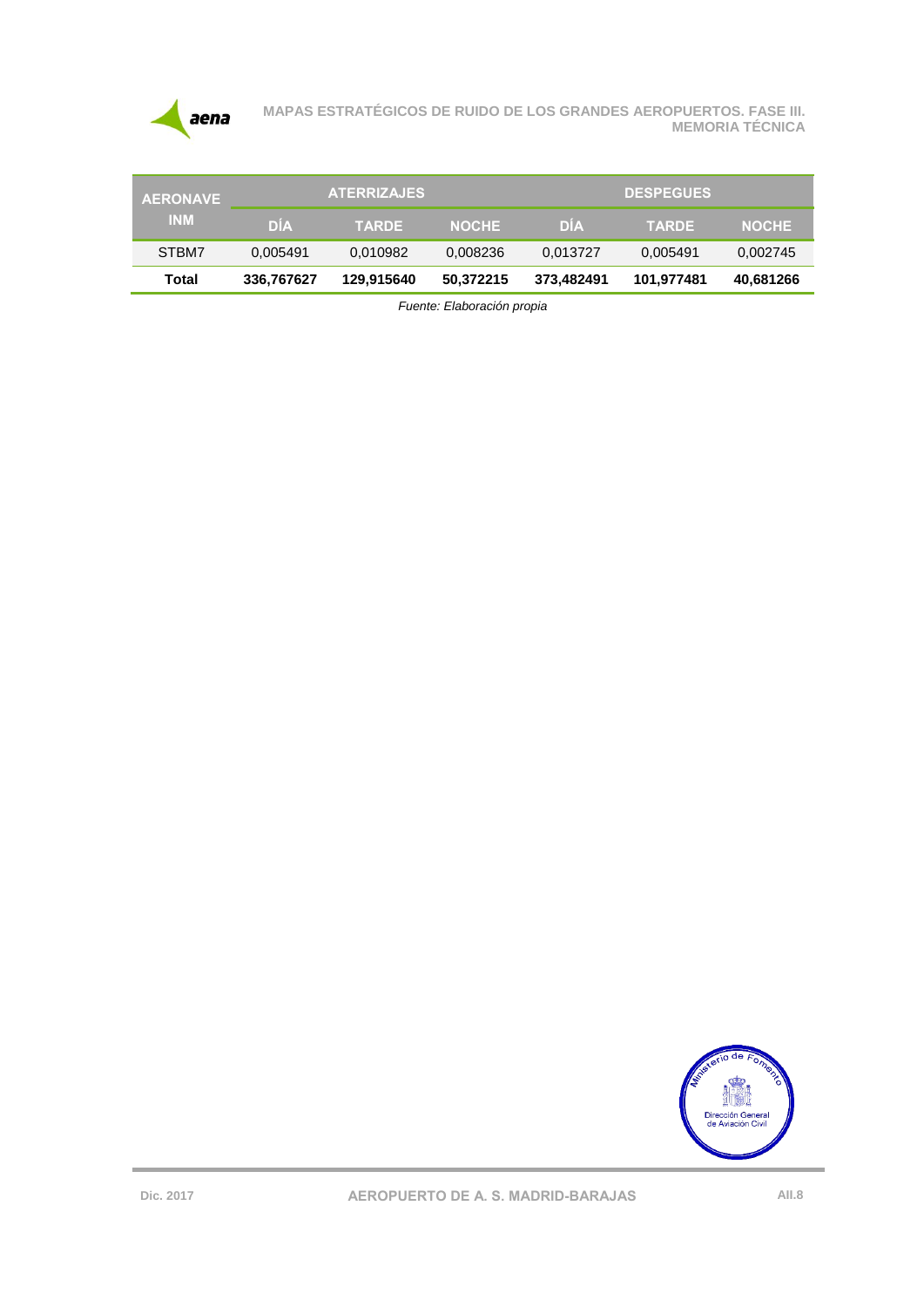| AERONAVE INM | ATERRIZAJES | | | DESPEGUES | | |
|---|---|---|---|---|---|---|
| | DÍA | TARDE | NOCHE | DÍA | TARDE | NOCHE |
| STBM7 | 0,005491 | 0,010982 | 0,008236 | 0,013727 | 0,005491 | 0,002745 |
| **Total** | **336,767627** | **129,915640** | **50,372215** | **373,482491** | **101,977481** | **40,681266** |

*Fuente: Elaboración propia*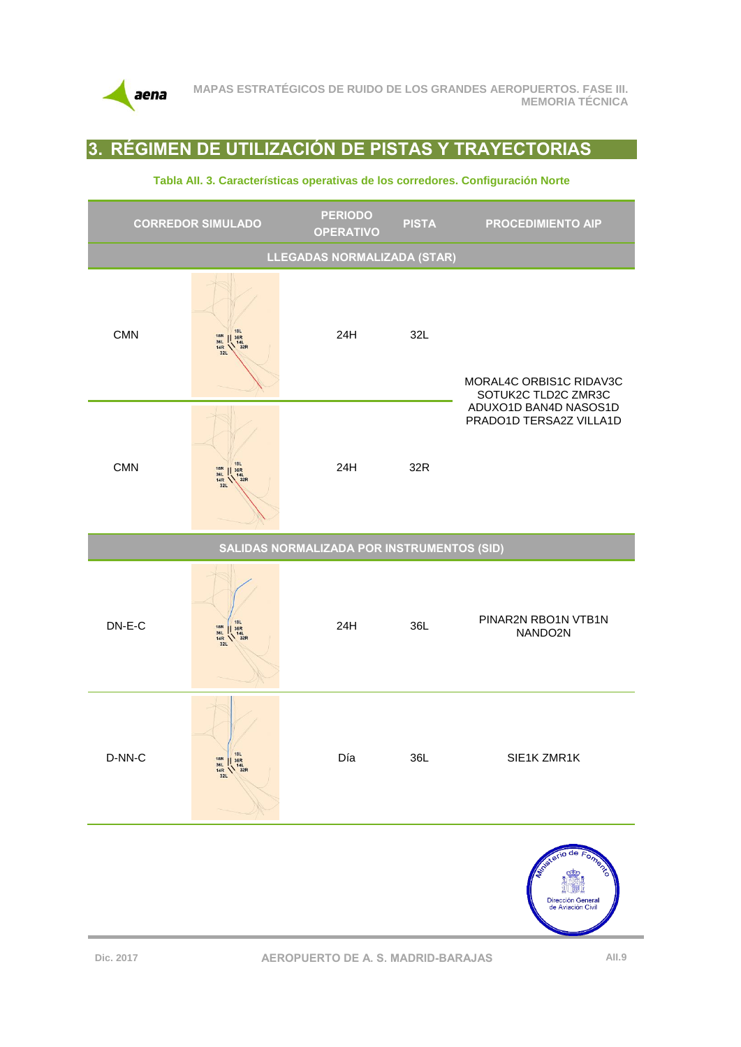# 3. RÉGIMEN DE UTILIZACIÓN DE PISTAS Y TRAYECTORIAS

**Tabla AII. 3. Características operativas de los corredores. Configuración Norte**

| CORREDOR SIMULADO | | PERIODO OPERATIVO | PISTA | PROCEDIMIENTO AIP |
|---|---|---|---|---|
| **LLEGADAS NORMALIZADA (STAR)** | | | | |
| CMN | | 24H | 32L | MORAL4C ORBIS1C RIDAV3C SOTUK2C TLD2C ZMR3C ADUXO1D BAN4D NASOS1D PRADO1D TERSA2Z VILLA1D |
| CMN | | 24H | 32R | |
| **SALIDAS NORMALIZADA POR INSTRUMENTOS (SID)** | | | | |
| DN-E-C | | 24H | 36L | PINAR2N RBO1N VTB1N NANDO2N |
| D-NN-C | | Día | 36L | SIE1K ZMR1K |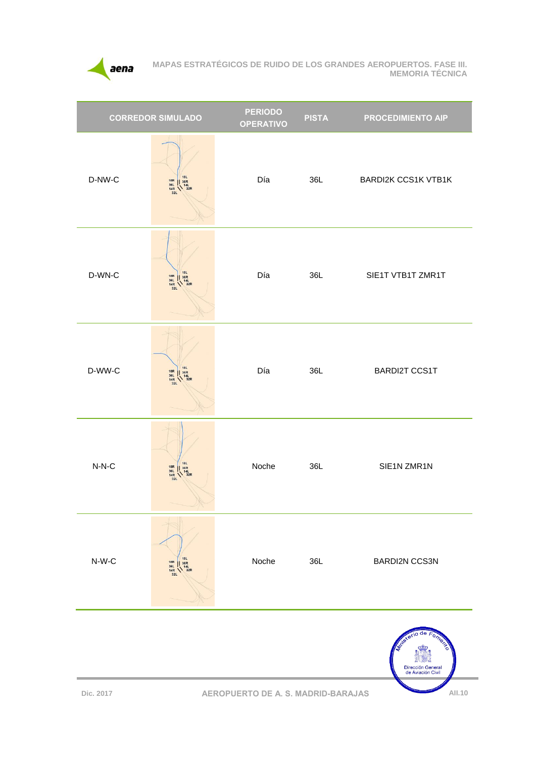| CORREDOR SIMULADO | PERIODO OPERATIVO | PISTA | PROCEDIMIENTO AIP |
|---|---|---|---|
| D-NW-C | Día | 36L | BARDI2K CCS1K VTB1K |
| D-WN-C | Día | 36L | SIE1T VTB1T ZMR1T |
| D-WW-C | Día | 36L | BARDI2T CCS1T |
| N-N-C | Noche | 36L | SIE1N ZMR1N |
| N-W-C | Noche | 36L | BARDI2N CCS3N |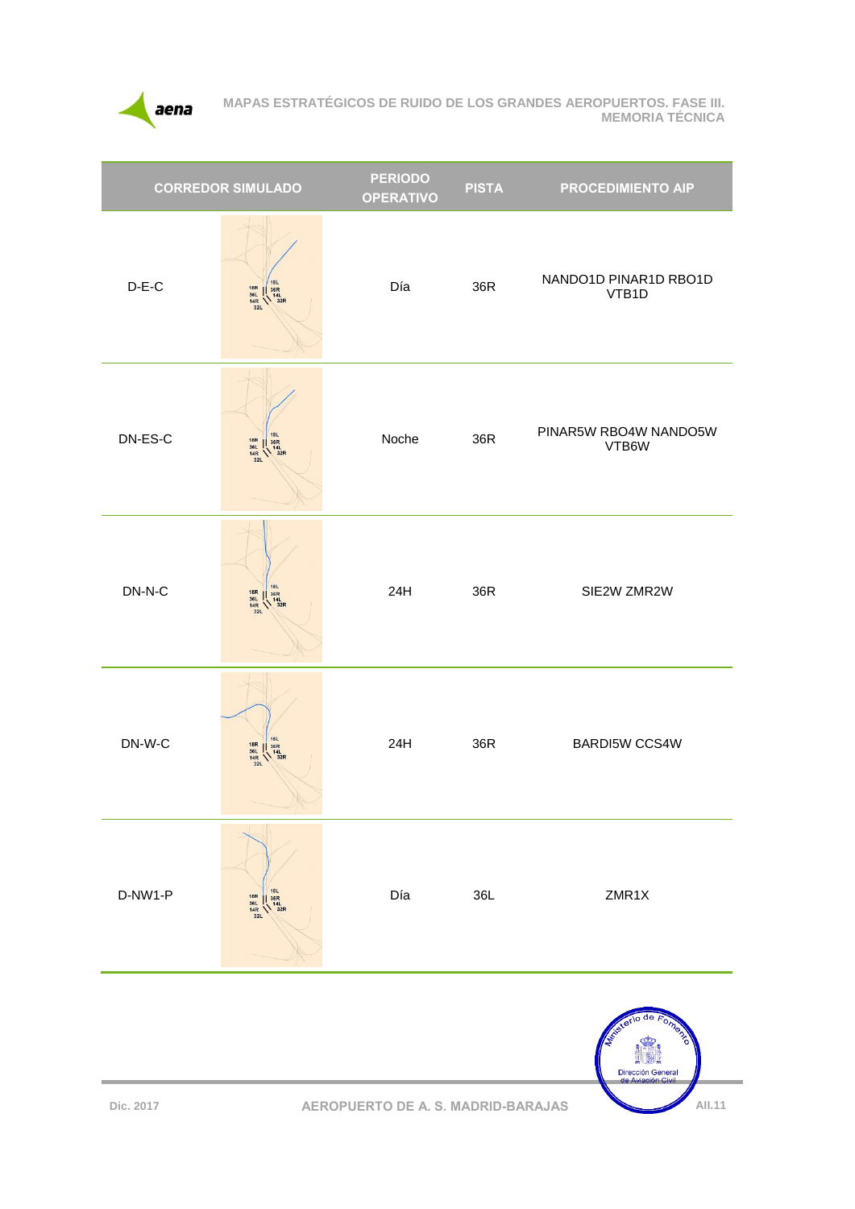| CORREDOR SIMULADO | | PERIODO OPERATIVO | PISTA | PROCEDIMIENTO AIP |
|---|---|---|---|---|
| D-E-C | | Día | 36R | NANDO1D PINAR1D RBO1D VTB1D |
| DN-ES-C | | Noche | 36R | PINAR5W RBO4W NANDO5W VTB6W |
| DN-N-C | | 24H | 36R | SIE2W ZMR2W |
| DN-W-C | | 24H | 36R | BARDI5W CCS4W |
| D-NW1-P | | Día | 36L | ZMR1X |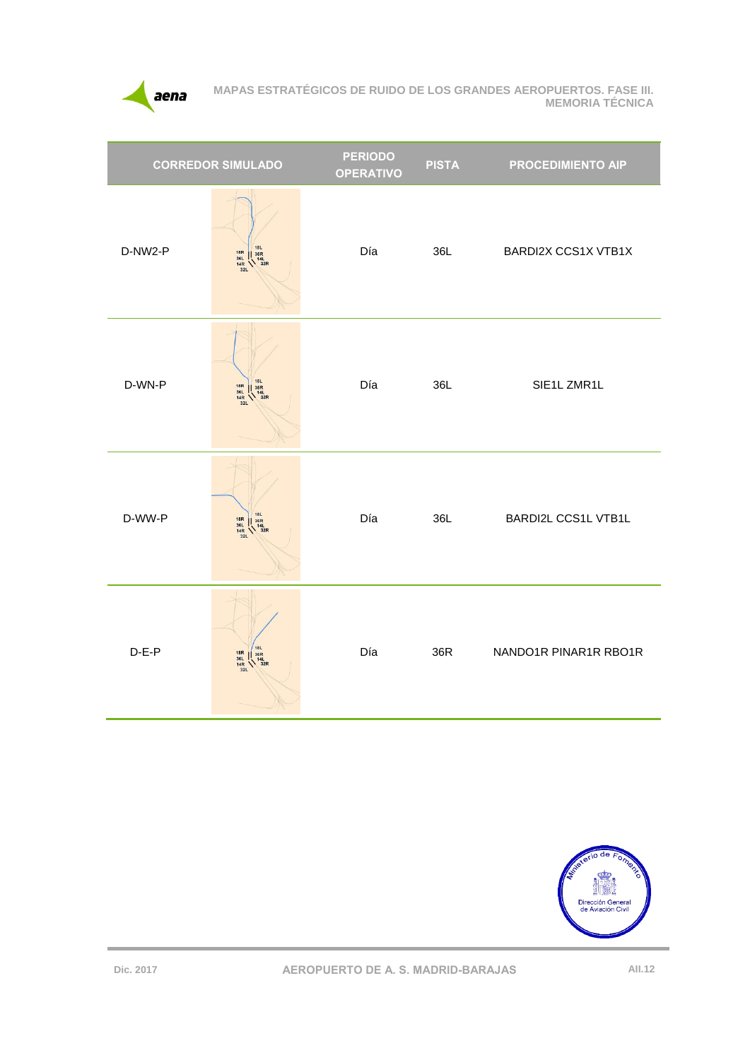| CORREDOR SIMULADO | | PERIODO OPERATIVO | PISTA | PROCEDIMIENTO AIP |
|---|---|---|---|---|
| D-NW2-P | | Día | 36L | BARDI2X CCS1X VTB1X |
| D-WN-P | | Día | 36L | SIE1L ZMR1L |
| D-WW-P | | Día | 36L | BARDI2L CCS1L VTB1L |
| D-E-P | | Día | 36R | NANDO1R PINAR1R RBO1R |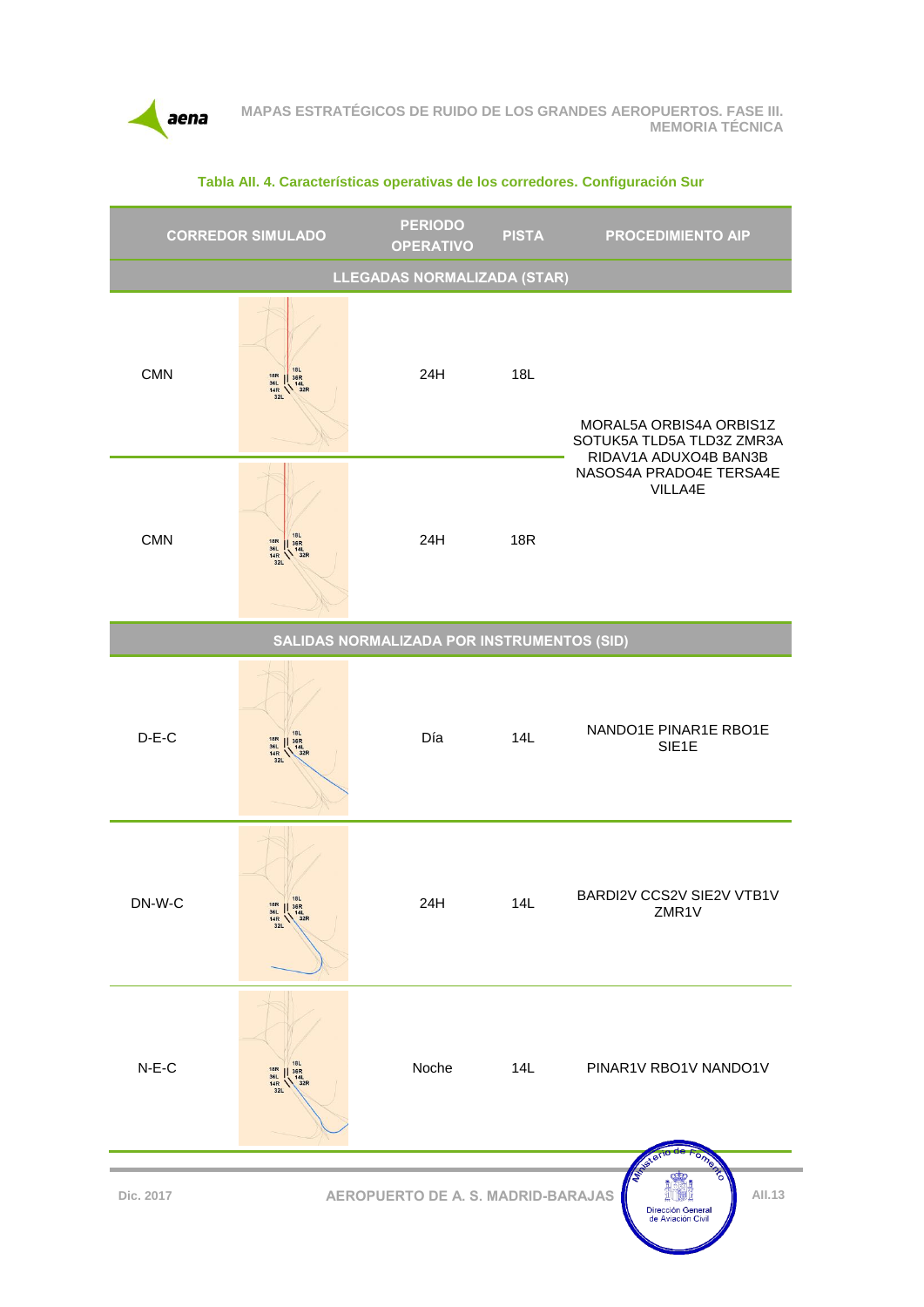**Tabla AII. 4. Características operativas de los corredores. Configuración Sur**

| CORREDOR SIMULADO | PERIODO OPERATIVO | PISTA | PROCEDIMIENTO AIP |
|---|---|---|---|
| **LLEGADAS NORMALIZADA (STAR)** | | | |
| CMN | 24H | 18L | MORAL5A ORBIS4A ORBIS1Z SOTUK5A TLD5A TLD3Z ZMR3A RIDAV1A ADUXO4B BAN3B NASOS4A PRADO4E TERSA4E VILLA4E |
| CMN | 24H | 18R | |
| **SALIDAS NORMALIZADA POR INSTRUMENTOS (SID)** | | | |
| D-E-C | Día | 14L | NANDO1E PINAR1E RBO1E SIE1E |
| DN-W-C | 24H | 14L | BARDI2V CCS2V SIE2V VTB1V ZMR1V |
| N-E-C | Noche | 14L | PINAR1V RBO1V NANDO1V |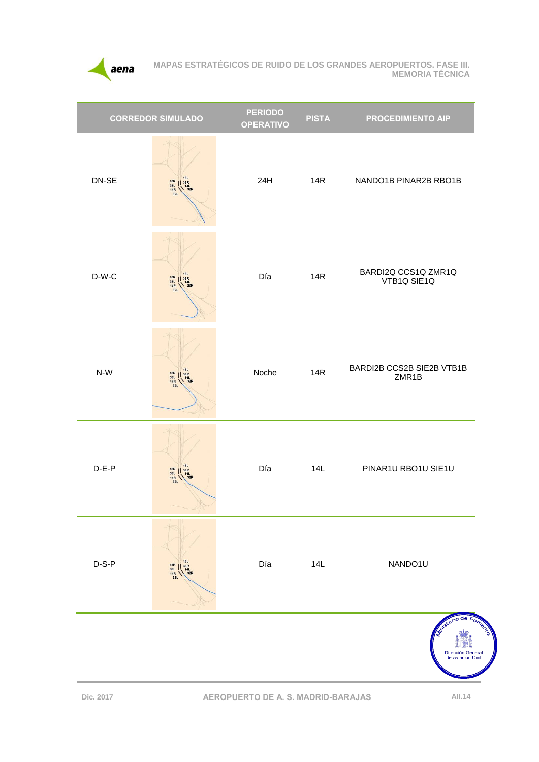| CORREDOR SIMULADO | | PERIODO OPERATIVO | PISTA | PROCEDIMIENTO AIP |
| --- | --- | --- | --- | --- |
| DN-SE | | 24H | 14R | NANDO1B PINAR2B RBO1B |
| D-W-C | | Día | 14R | BARDI2Q CCS1Q ZMR1Q VTB1Q SIE1Q |
| N-W | | Noche | 14R | BARDI2B CCS2B SIE2B VTB1B ZMR1B |
| D-E-P | | Día | 14L | PINAR1U RBO1U SIE1U |
| D-S-P | | Día | 14L | NANDO1U |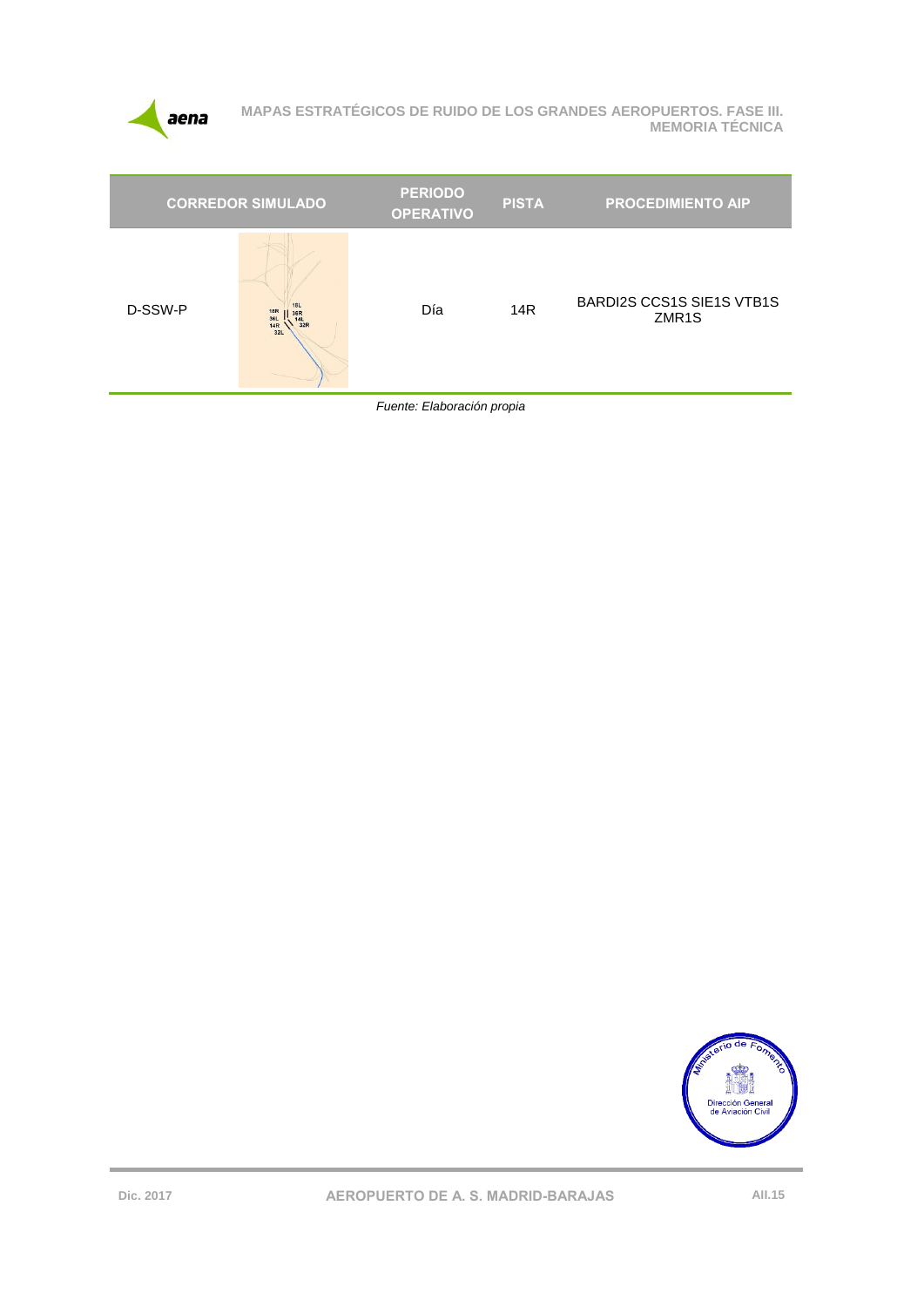| CORREDOR SIMULADO | | PERIODO OPERATIVO | PISTA | PROCEDIMIENTO AIP |
|---|---|---|---|---|
| D-SSW-P | | Día | 14R | BARDI2S CCS1S SIE1S VTB1S ZMR1S |

*Fuente: Elaboración propia*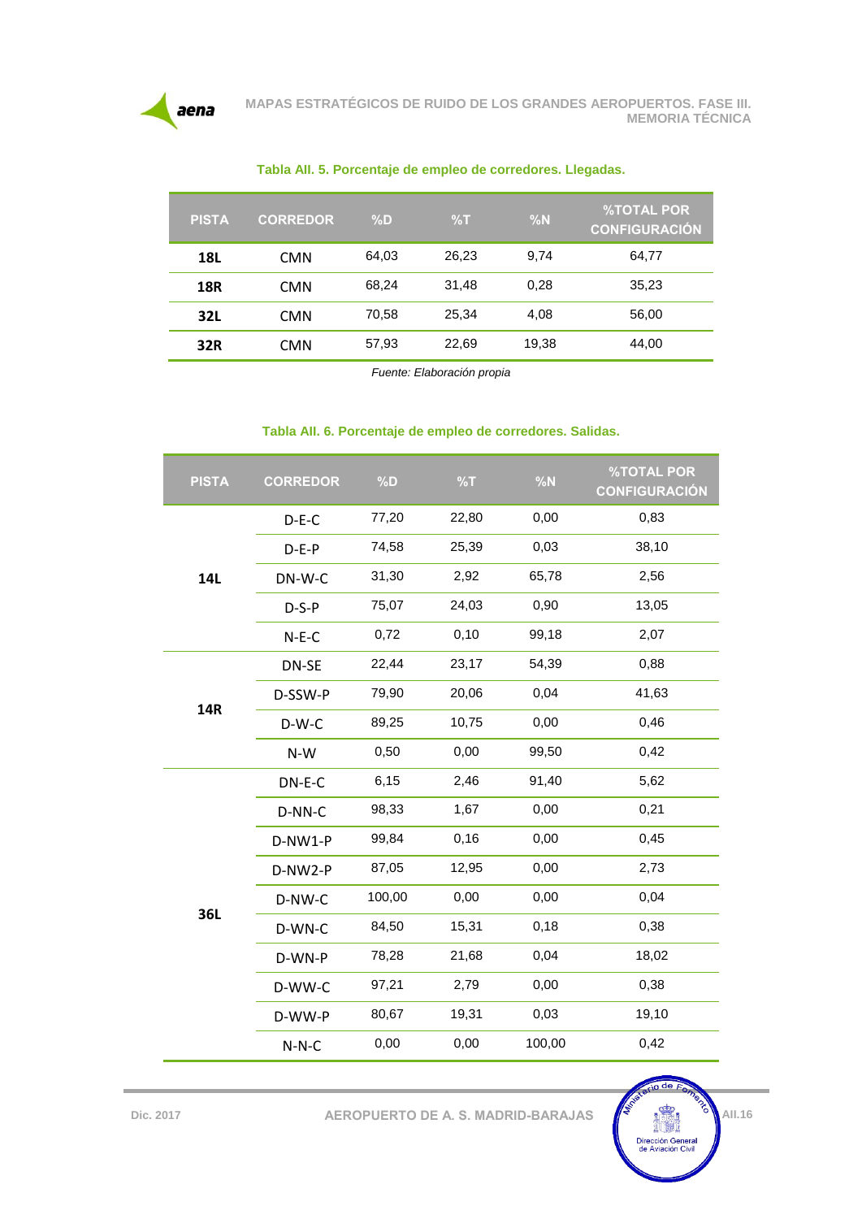**Tabla AII. 5. Porcentaje de empleo de corredores. Llegadas.**

| PISTA | CORREDOR | %D | %T | %N | %TOTAL POR CONFIGURACIÓN |
|---|---|---|---|---|---|
| **18L** | CMN | 64,03 | 26,23 | 9,74 | 64,77 |
| **18R** | CMN | 68,24 | 31,48 | 0,28 | 35,23 |
| **32L** | CMN | 70,58 | 25,34 | 4,08 | 56,00 |
| **32R** | CMN | 57,93 | 22,69 | 19,38 | 44,00 |

*Fuente: Elaboración propia*

**Tabla AII. 6. Porcentaje de empleo de corredores. Salidas.**

| PISTA | CORREDOR | %D | %T | %N | %TOTAL POR CONFIGURACIÓN |
|---|---|---|---|---|---|
| **14L** | D-E-C | 77,20 | 22,80 | 0,00 | 0,83 |
| | D-E-P | 74,58 | 25,39 | 0,03 | 38,10 |
| | DN-W-C | 31,30 | 2,92 | 65,78 | 2,56 |
| | D-S-P | 75,07 | 24,03 | 0,90 | 13,05 |
| | N-E-C | 0,72 | 0,10 | 99,18 | 2,07 |
| **14R** | DN-SE | 22,44 | 23,17 | 54,39 | 0,88 |
| | D-SSW-P | 79,90 | 20,06 | 0,04 | 41,63 |
| | D-W-C | 89,25 | 10,75 | 0,00 | 0,46 |
| | N-W | 0,50 | 0,00 | 99,50 | 0,42 |
| **36L** | DN-E-C | 6,15 | 2,46 | 91,40 | 5,62 |
| | D-NN-C | 98,33 | 1,67 | 0,00 | 0,21 |
| | D-NW1-P | 99,84 | 0,16 | 0,00 | 0,45 |
| | D-NW2-P | 87,05 | 12,95 | 0,00 | 2,73 |
| | D-NW-C | 100,00 | 0,00 | 0,00 | 0,04 |
| | D-WN-C | 84,50 | 15,31 | 0,18 | 0,38 |
| | D-WN-P | 78,28 | 21,68 | 0,04 | 18,02 |
| | D-WW-C | 97,21 | 2,79 | 0,00 | 0,38 |
| | D-WW-P | 80,67 | 19,31 | 0,03 | 19,10 |
| | N-N-C | 0,00 | 0,00 | 100,00 | 0,42 |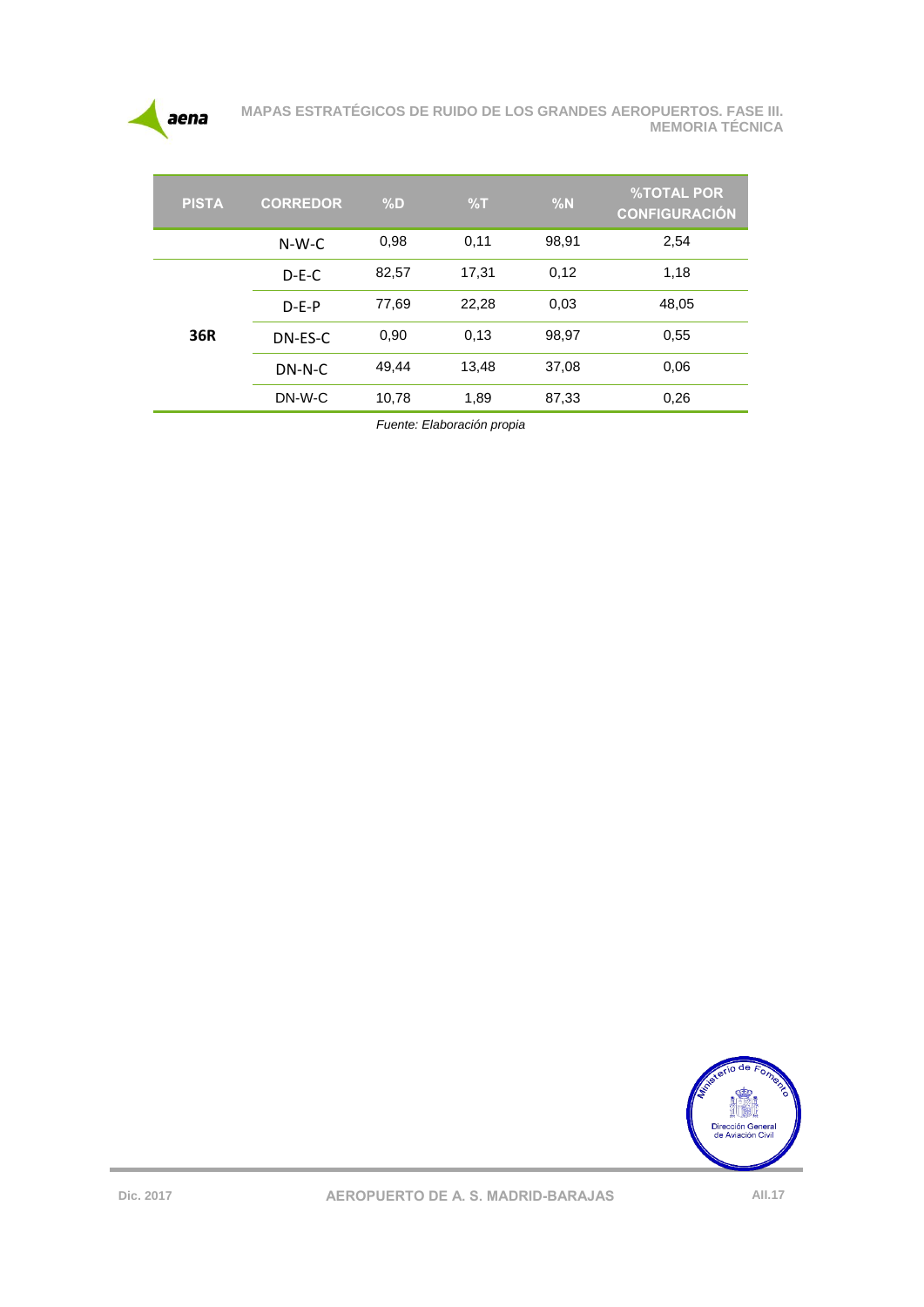| PISTA | CORREDOR | %D | %T | %N | %TOTAL POR CONFIGURACIÓN |
|---|---|---|---|---|---|
| 36R | N-W-C | 0,98 | 0,11 | 98,91 | 2,54 |
| | D-E-C | 82,57 | 17,31 | 0,12 | 1,18 |
| | D-E-P | 77,69 | 22,28 | 0,03 | 48,05 |
| | DN-ES-C | 0,90 | 0,13 | 98,97 | 0,55 |
| | DN-N-C | 49,44 | 13,48 | 37,08 | 0,06 |
| | DN-W-C | 10,78 | 1,89 | 87,33 | 0,26 |

*Fuente: Elaboración propia*